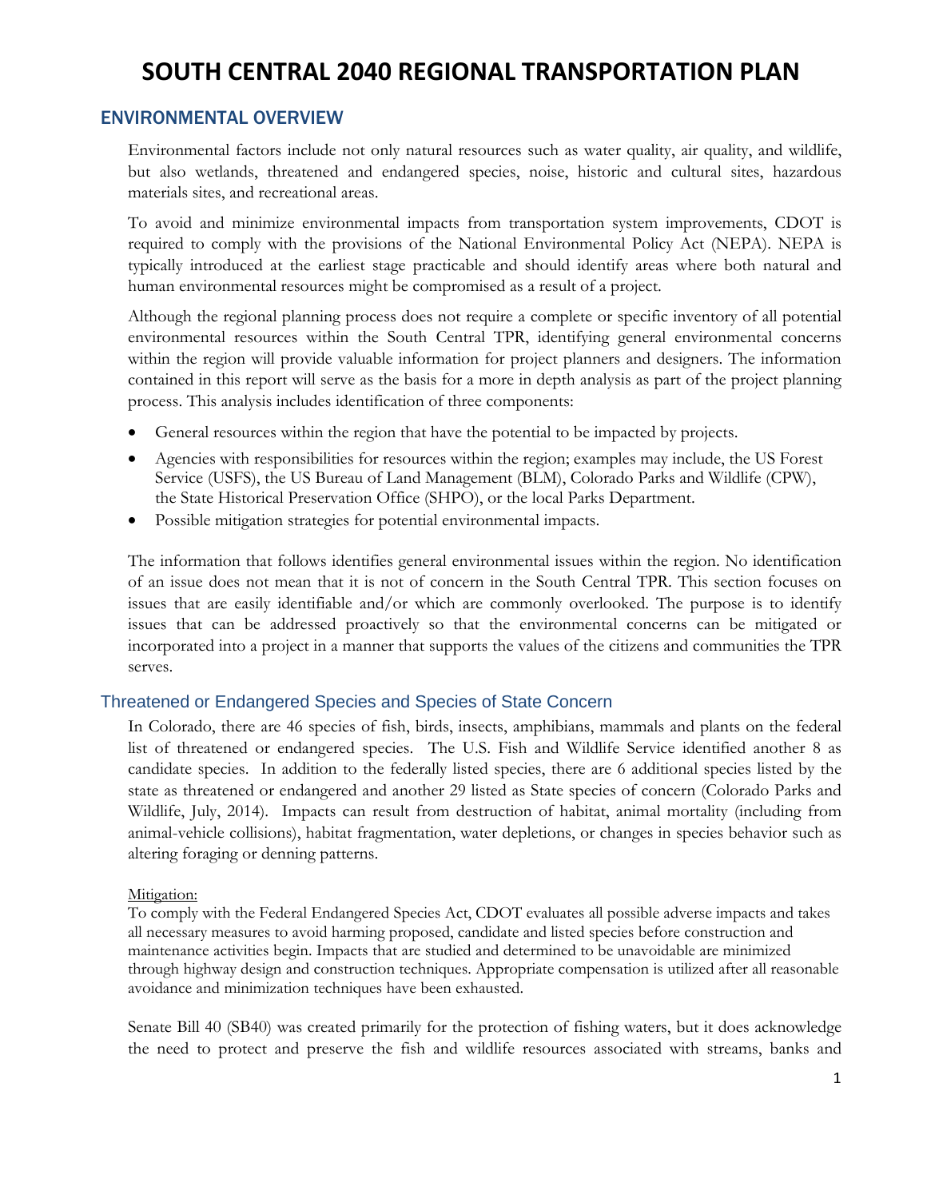# SOUTH CENTRAL 2040 REGIONAL TRANSPORTATION PLAN

## ENVIRONMENTAL OVERVIEW

Environmental factors include not only natural resources such as water quality, air quality, and wildlife, but also wetlands, threatened and endangered species, noise, historic and cultural sites, hazardous materials sites, and recreational areas.

To avoid and minimize environmental impacts from transportation system improvements, CDOT is required to comply with the provisions of the National Environmental Policy Act (NEPA). NEPA is typically introduced at the earliest stage practicable and should identify areas where both natural and human environmental resources might be compromised as a result of a project.

Although the regional planning process does not require a complete or specific inventory of all potential environmental resources within the South Central TPR, identifying general environmental concerns within the region will provide valuable information for project planners and designers. The information contained in this report will serve as the basis for a more in depth analysis as part of the project planning process. This analysis includes identification of three components:

- General resources within the region that have the potential to be impacted by projects.
- Agencies with responsibilities for resources within the region; examples may include, the US Forest Service (USFS), the US Bureau of Land Management (BLM), Colorado Parks and Wildlife (CPW), the State Historical Preservation Office (SHPO), or the local Parks Department.
- Possible mitigation strategies for potential environmental impacts.

The information that follows identifies general environmental issues within the region. No identification of an issue does not mean that it is not of concern in the South Central TPR. This section focuses on issues that are easily identifiable and/or which are commonly overlooked. The purpose is to identify issues that can be addressed proactively so that the environmental concerns can be mitigated or incorporated into a project in a manner that supports the values of the citizens and communities the TPR serves.

### Threatened or Endangered Species and Species of State Concern

In Colorado, there are 46 species of fish, birds, insects, amphibians, mammals and plants on the federal list of threatened or endangered species. The U.S. Fish and Wildlife Service identified another 8 as candidate species. In addition to the federally listed species, there are 6 additional species listed by the state as threatened or endangered and another 29 listed as State species of concern (Colorado Parks and Wildlife, July, 2014). Impacts can result from destruction of habitat, animal mortality (including from animal-vehicle collisions), habitat fragmentation, water depletions, or changes in species behavior such as altering foraging or denning patterns.

Mitigation:

To comply with the Federal Endangered Species Act, CDOT evaluates all possible adverse impacts and takes all necessary measures to avoid harming proposed, candidate and listed species before construction and maintenance activities begin. Impacts that are studied and determined to be unavoidable are minimized through highway design and construction techniques. Appropriate compensation is utilized after all reasonable avoidance and minimization techniques have been exhausted.

Senate Bill 40 (SB40) was created primarily for the protection of fishing waters, but it does acknowledge the need to protect and preserve the fish and wildlife resources associated with streams, banks and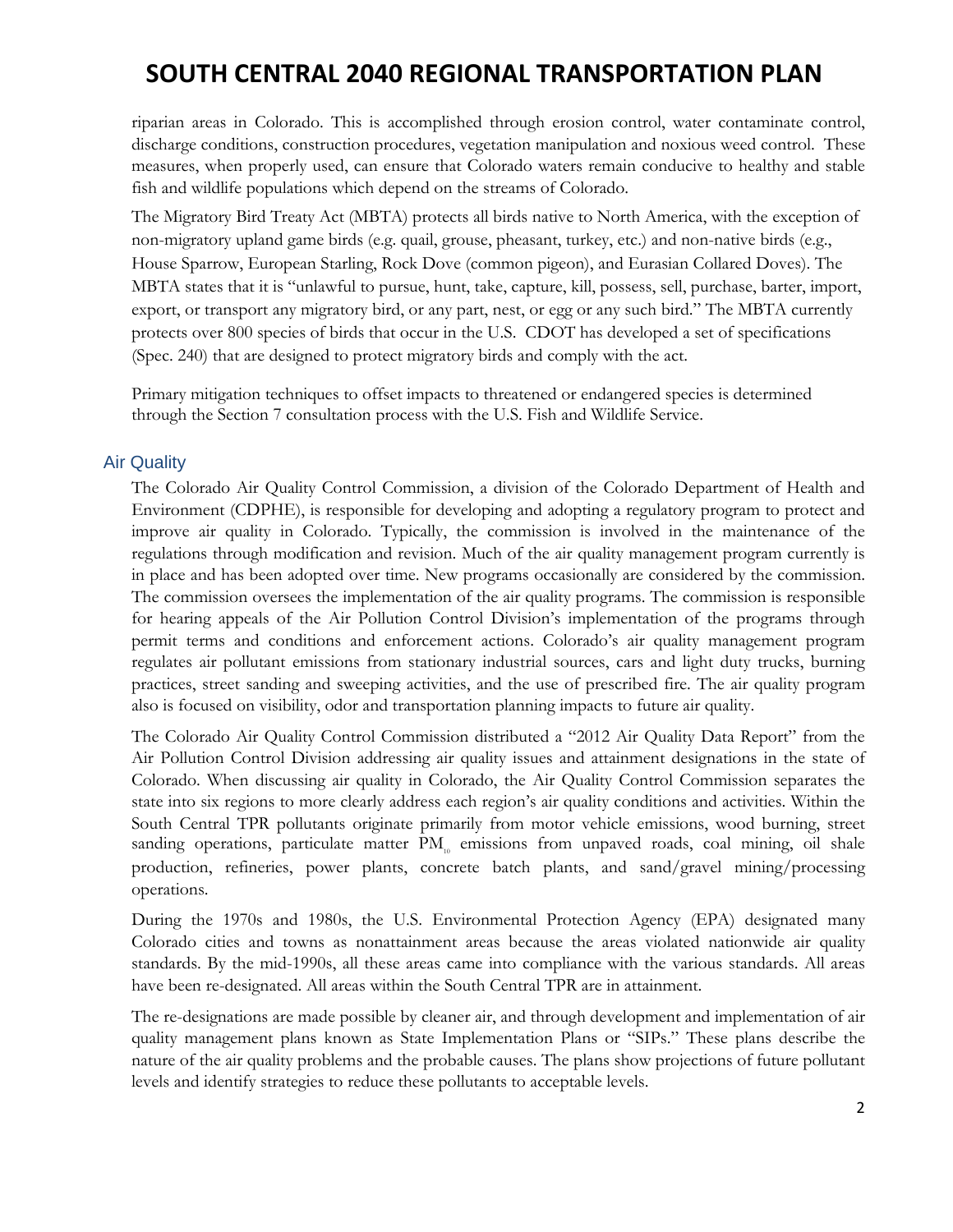riparian areas in Colorado. This is accomplished through erosion control, water contaminate control, discharge conditions, construction procedures, vegetation manipulation and noxious weed control. These measures, when properly used, can ensure that Colorado waters remain conducive to healthy and stable fish and wildlife populations which depend on the streams of Colorado.

The Migratory Bird Treaty Act (MBTA) protects all birds native to North America, with the exception of non-migratory upland game birds (e.g. quail, grouse, pheasant, turkey, etc.) and non-native birds (e.g., House Sparrow, European Starling, Rock Dove (common pigeon), and Eurasian Collared Doves). The MBTA states that it is "unlawful to pursue, hunt, take, capture, kill, possess, sell, purchase, barter, import, export, or transport any migratory bird, or any part, nest, or egg or any such bird." The MBTA currently protects over 800 species of birds that occur in the U.S. CDOT has developed a set of specifications (Spec. 240) that are designed to protect migratory birds and comply with the act.

Primary mitigation techniques to offset impacts to threatened or endangered species is determined through the Section 7 consultation process with the U.S. Fish and Wildlife Service.

## Air Quality

The Colorado Air Quality Control Commission, a division of the Colorado Department of Health and Environment (CDPHE), is responsible for developing and adopting a regulatory program to protect and improve air quality in Colorado. Typically, the commission is involved in the maintenance of the regulations through modification and revision. Much of the air quality management program currently is in place and has been adopted over time. New programs occasionally are considered by the commission. The commission oversees the implementation of the air quality programs. The commission is responsible for hearing appeals of the Air Pollution Control Division's implementation of the programs through permit terms and conditions and enforcement actions. Colorado's air quality management program regulates air pollutant emissions from stationary industrial sources, cars and light duty trucks, burning practices, street sanding and sweeping activities, and the use of prescribed fire. The air quality program also is focused on visibility, odor and transportation planning impacts to future air quality.

The Colorado Air Quality Control Commission distributed a "2012 Air Quality Data Report" from the Air Pollution Control Division addressing air quality issues and attainment designations in the state of Colorado. When discussing air quality in Colorado, the Air Quality Control Commission separates the state into six regions to more clearly address each region's air quality conditions and activities. Within the South Central TPR pollutants originate primarily from motor vehicle emissions, wood burning, street sanding operations, particulate matter $PM_{10}$ emissions from unpaved roads, coal mining, oil shale production, refineries, power plants, concrete batch plants, and sand/gravel mining/processing operations.

During the 1970s and 1980s, the U.S. Environmental Protection Agency (EPA) designated many Colorado cities and towns as nonattainment areas because the areas violated nationwide air quality standards. By the mid-1990s, all these areas came into compliance with the various standards. All areas have been re-designated. All areas within the South Central TPR are in attainment.

The re-designations are made possible by cleaner air, and through development and implementation of air quality management plans known as State Implementation Plans or "SIPs." These plans describe the nature of the air quality problems and the probable causes. The plans show projections of future pollutant levels and identify strategies to reduce these pollutants to acceptable levels.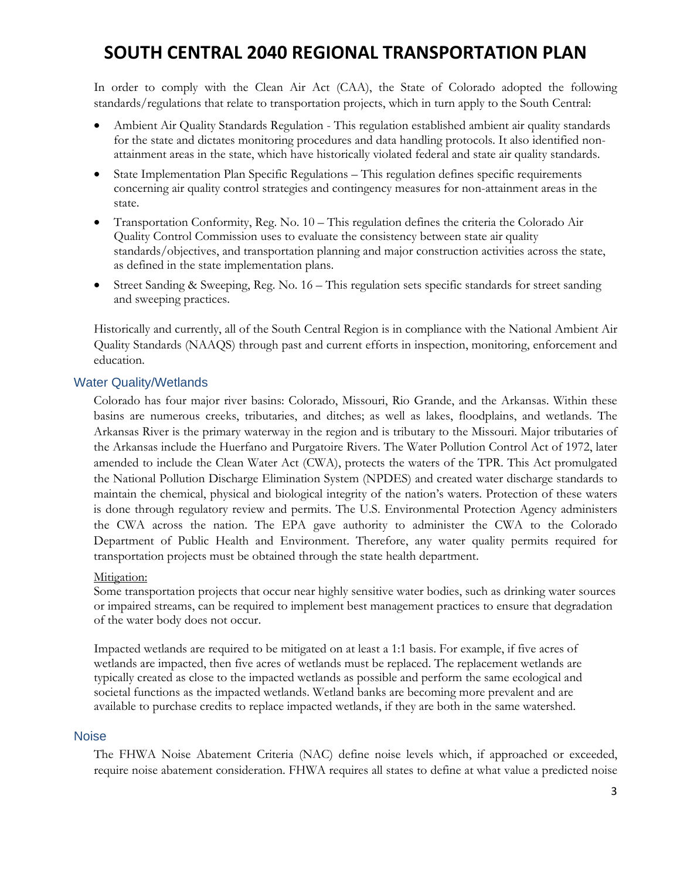In order to comply with the Clean Air Act (CAA), the State of Colorado adopted the following standards/regulations that relate to transportation projects, which in turn apply to the South Central:

- Ambient Air Quality Standards Regulation - This regulation established ambient air quality standards for the state and dictates monitoring procedures and data handling protocols. It also identified non-attainment areas in the state, which have historically violated federal and state air quality standards.
- State Implementation Plan Specific Regulations – This regulation defines specific requirements concerning air quality control strategies and contingency measures for non-attainment areas in the state.
- Transportation Conformity, Reg. No. 10 – This regulation defines the criteria the Colorado Air Quality Control Commission uses to evaluate the consistency between state air quality standards/objectives, and transportation planning and major construction activities across the state, as defined in the state implementation plans.
- Street Sanding & Sweeping, Reg. No. 16 – This regulation sets specific standards for street sanding and sweeping practices.

Historically and currently, all of the South Central Region is in compliance with the National Ambient Air Quality Standards (NAAQS) through past and current efforts in inspection, monitoring, enforcement and education.

## Water Quality/Wetlands

Colorado has four major river basins: Colorado, Missouri, Rio Grande, and the Arkansas. Within these basins are numerous creeks, tributaries, and ditches; as well as lakes, floodplains, and wetlands. The Arkansas River is the primary waterway in the region and is tributary to the Missouri. Major tributaries of the Arkansas include the Huerfano and Purgatoire Rivers. The Water Pollution Control Act of 1972, later amended to include the Clean Water Act (CWA), protects the waters of the TPR. This Act promulgated the National Pollution Discharge Elimination System (NPDES) and created water discharge standards to maintain the chemical, physical and biological integrity of the nation's waters. Protection of these waters is done through regulatory review and permits. The U.S. Environmental Protection Agency administers the CWA across the nation. The EPA gave authority to administer the CWA to the Colorado Department of Public Health and Environment. Therefore, any water quality permits required for transportation projects must be obtained through the state health department.

Mitigation:
Some transportation projects that occur near highly sensitive water bodies, such as drinking water sources or impaired streams, can be required to implement best management practices to ensure that degradation of the water body does not occur.

Impacted wetlands are required to be mitigated on at least a 1:1 basis. For example, if five acres of wetlands are impacted, then five acres of wetlands must be replaced. The replacement wetlands are typically created as close to the impacted wetlands as possible and perform the same ecological and societal functions as the impacted wetlands. Wetland banks are becoming more prevalent and are available to purchase credits to replace impacted wetlands, if they are both in the same watershed.

## Noise

The FHWA Noise Abatement Criteria (NAC) define noise levels which, if approached or exceeded, require noise abatement consideration. FHWA requires all states to define at what value a predicted noise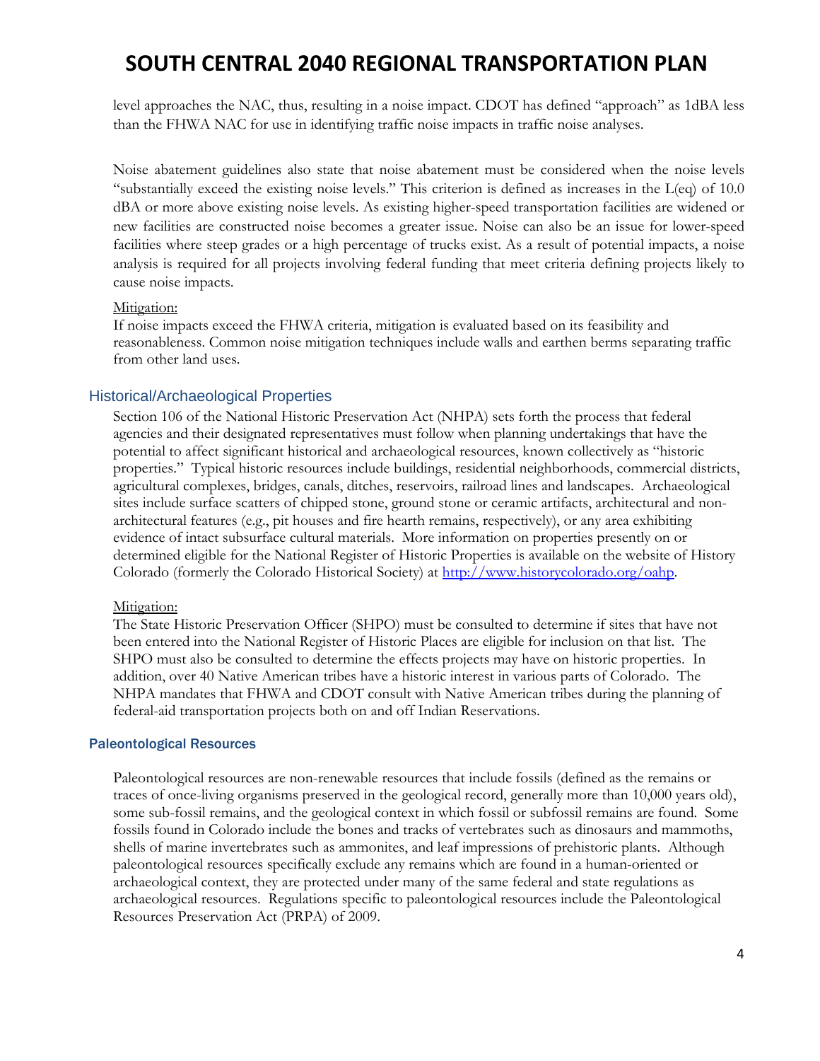level approaches the NAC, thus, resulting in a noise impact. CDOT has defined "approach" as 1dBA less than the FHWA NAC for use in identifying traffic noise impacts in traffic noise analyses.

Noise abatement guidelines also state that noise abatement must be considered when the noise levels "substantially exceed the existing noise levels." This criterion is defined as increases in the L(eq) of 10.0 dBA or more above existing noise levels. As existing higher-speed transportation facilities are widened or new facilities are constructed noise becomes a greater issue. Noise can also be an issue for lower-speed facilities where steep grades or a high percentage of trucks exist. As a result of potential impacts, a noise analysis is required for all projects involving federal funding that meet criteria defining projects likely to cause noise impacts.

Mitigation:
If noise impacts exceed the FHWA criteria, mitigation is evaluated based on its feasibility and reasonableness. Common noise mitigation techniques include walls and earthen berms separating traffic from other land uses.

## Historical/Archaeological Properties

Section 106 of the National Historic Preservation Act (NHPA) sets forth the process that federal agencies and their designated representatives must follow when planning undertakings that have the potential to affect significant historical and archaeological resources, known collectively as "historic properties." Typical historic resources include buildings, residential neighborhoods, commercial districts, agricultural complexes, bridges, canals, ditches, reservoirs, railroad lines and landscapes. Archaeological sites include surface scatters of chipped stone, ground stone or ceramic artifacts, architectural and non-architectural features (e.g., pit houses and fire hearth remains, respectively), or any area exhibiting evidence of intact subsurface cultural materials. More information on properties presently on or determined eligible for the National Register of Historic Properties is available on the website of History Colorado (formerly the Colorado Historical Society) at http://www.historycolorado.org/oahp.

Mitigation:
The State Historic Preservation Officer (SHPO) must be consulted to determine if sites that have not been entered into the National Register of Historic Places are eligible for inclusion on that list. The SHPO must also be consulted to determine the effects projects may have on historic properties. In addition, over 40 Native American tribes have a historic interest in various parts of Colorado. The NHPA mandates that FHWA and CDOT consult with Native American tribes during the planning of federal-aid transportation projects both on and off Indian Reservations.

### Paleontological Resources

Paleontological resources are non-renewable resources that include fossils (defined as the remains or traces of once-living organisms preserved in the geological record, generally more than 10,000 years old), some sub-fossil remains, and the geological context in which fossil or subfossil remains are found. Some fossils found in Colorado include the bones and tracks of vertebrates such as dinosaurs and mammoths, shells of marine invertebrates such as ammonites, and leaf impressions of prehistoric plants. Although paleontological resources specifically exclude any remains which are found in a human-oriented or archaeological context, they are protected under many of the same federal and state regulations as archaeological resources. Regulations specific to paleontological resources include the Paleontological Resources Preservation Act (PRPA) of 2009.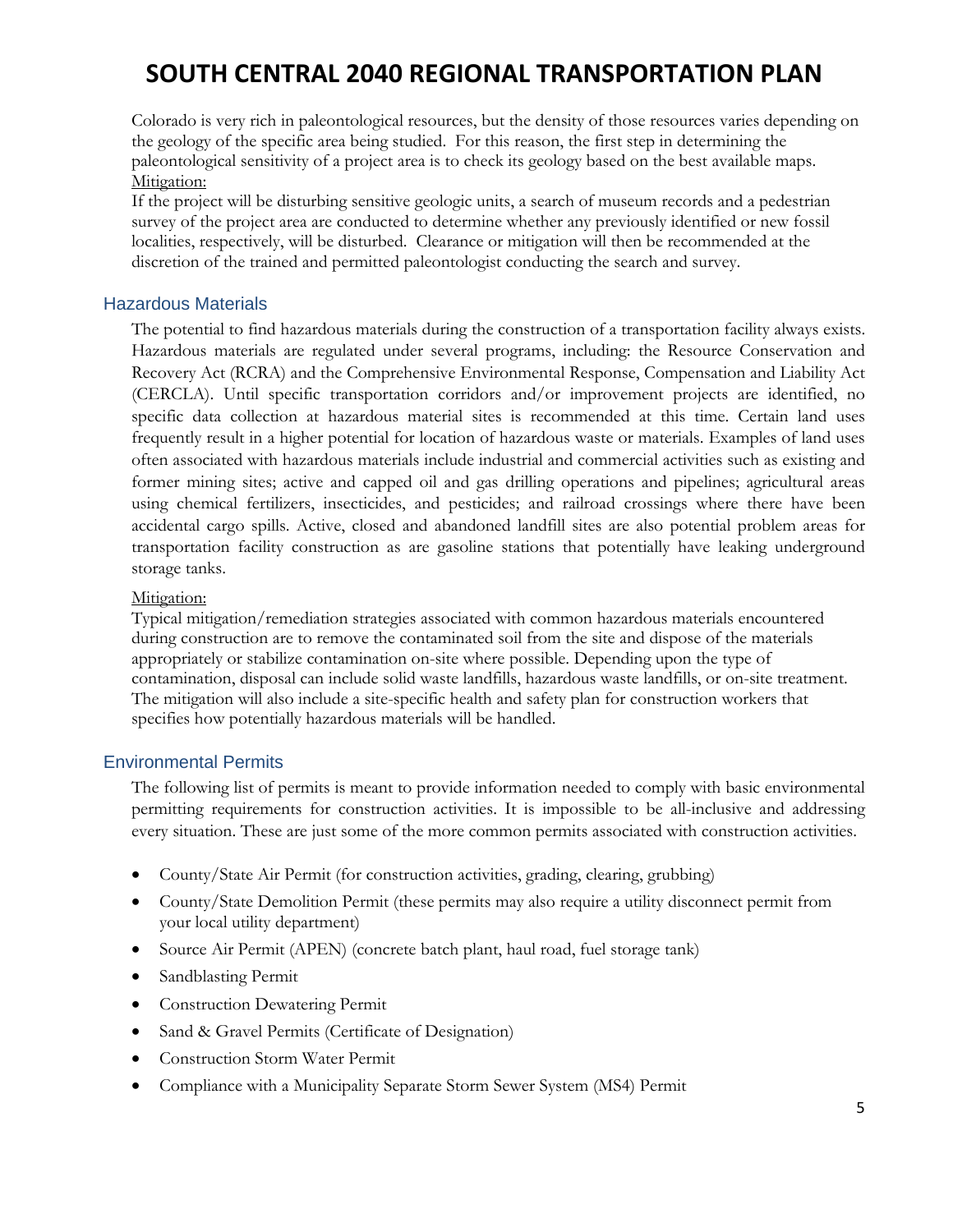Colorado is very rich in paleontological resources, but the density of those resources varies depending on the geology of the specific area being studied. For this reason, the first step in determining the paleontological sensitivity of a project area is to check its geology based on the best available maps.

Mitigation:

If the project will be disturbing sensitive geologic units, a search of museum records and a pedestrian survey of the project area are conducted to determine whether any previously identified or new fossil localities, respectively, will be disturbed. Clearance or mitigation will then be recommended at the discretion of the trained and permitted paleontologist conducting the search and survey.

## Hazardous Materials

The potential to find hazardous materials during the construction of a transportation facility always exists. Hazardous materials are regulated under several programs, including: the Resource Conservation and Recovery Act (RCRA) and the Comprehensive Environmental Response, Compensation and Liability Act (CERCLA). Until specific transportation corridors and/or improvement projects are identified, no specific data collection at hazardous material sites is recommended at this time. Certain land uses frequently result in a higher potential for location of hazardous waste or materials. Examples of land uses often associated with hazardous materials include industrial and commercial activities such as existing and former mining sites; active and capped oil and gas drilling operations and pipelines; agricultural areas using chemical fertilizers, insecticides, and pesticides; and railroad crossings where there have been accidental cargo spills. Active, closed and abandoned landfill sites are also potential problem areas for transportation facility construction as are gasoline stations that potentially have leaking underground storage tanks.

Mitigation:

Typical mitigation/remediation strategies associated with common hazardous materials encountered during construction are to remove the contaminated soil from the site and dispose of the materials appropriately or stabilize contamination on-site where possible. Depending upon the type of contamination, disposal can include solid waste landfills, hazardous waste landfills, or on-site treatment. The mitigation will also include a site-specific health and safety plan for construction workers that specifies how potentially hazardous materials will be handled.

## Environmental Permits

The following list of permits is meant to provide information needed to comply with basic environmental permitting requirements for construction activities. It is impossible to be all-inclusive and addressing every situation. These are just some of the more common permits associated with construction activities.

- County/State Air Permit (for construction activities, grading, clearing, grubbing)
- County/State Demolition Permit (these permits may also require a utility disconnect permit from your local utility department)
- Source Air Permit (APEN) (concrete batch plant, haul road, fuel storage tank)
- Sandblasting Permit
- Construction Dewatering Permit
- Sand & Gravel Permits (Certificate of Designation)
- Construction Storm Water Permit
- Compliance with a Municipality Separate Storm Sewer System (MS4) Permit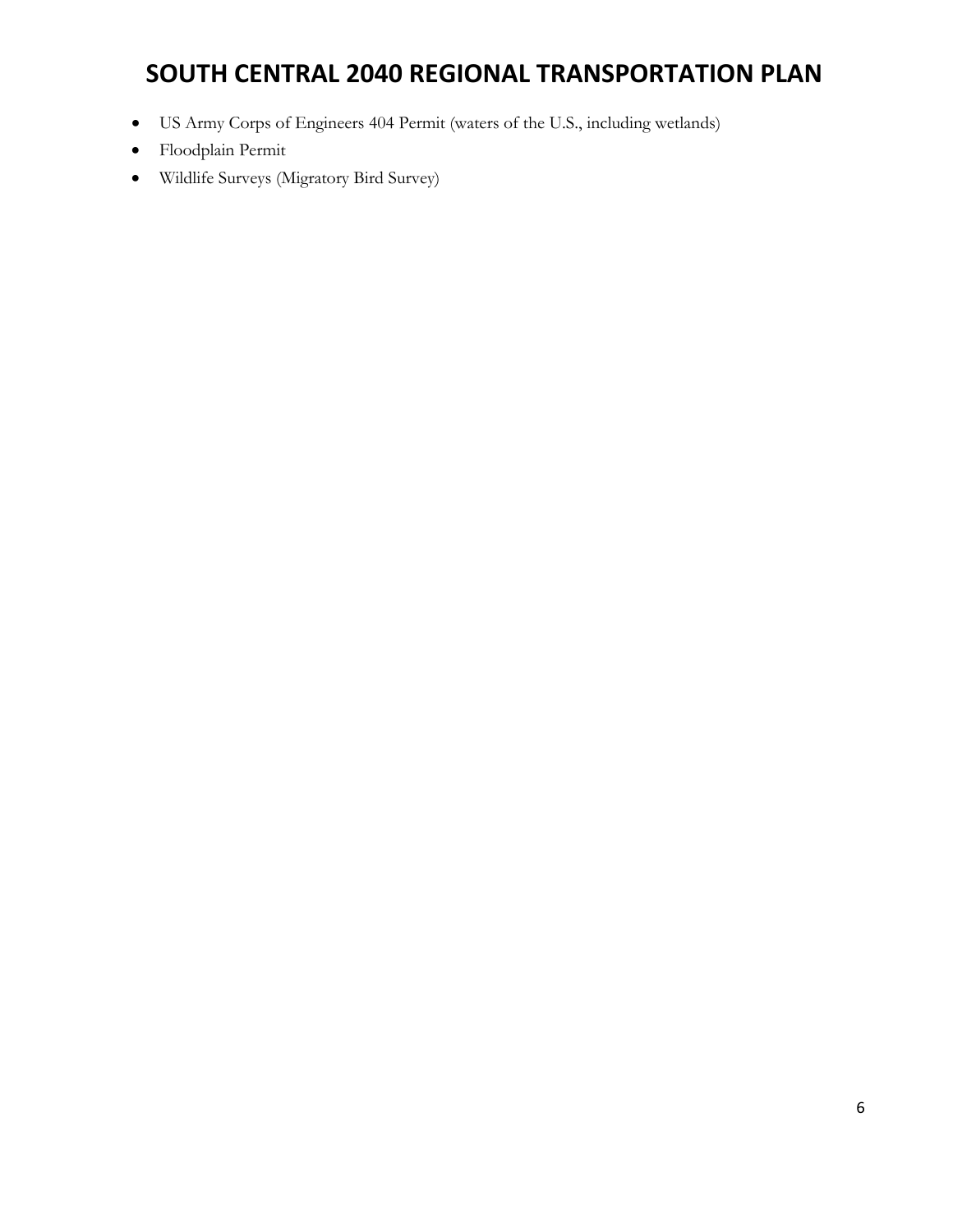- US Army Corps of Engineers 404 Permit (waters of the U.S., including wetlands)
- Floodplain Permit
- Wildlife Surveys (Migratory Bird Survey)